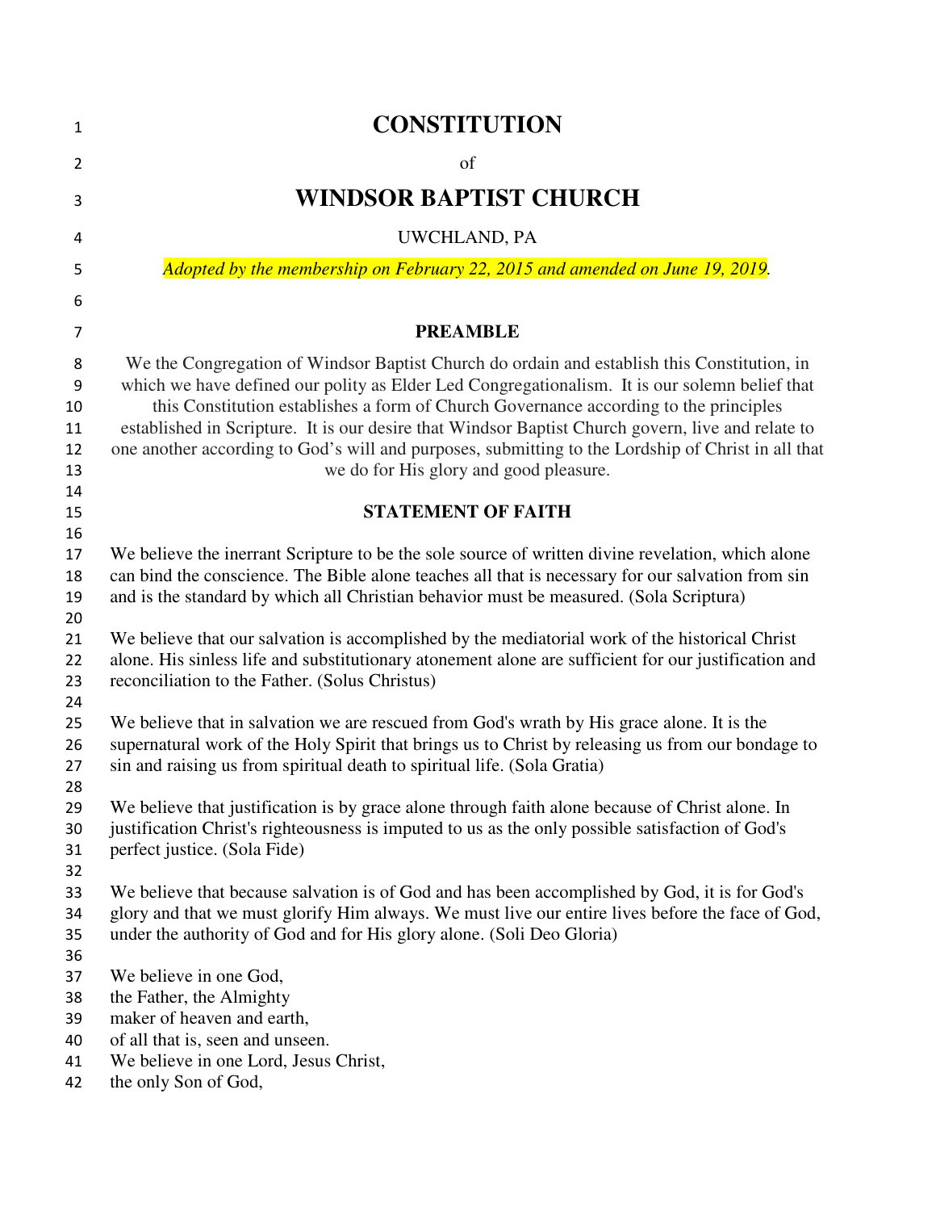# CONSTITUTION

of

# WINDSOR BAPTIST CHURCH

UWCHLAND, PA

*Adopted by the membership on February 22, 2015 and amended on June 19, 2019.*

## PREAMBLE

We the Congregation of Windsor Baptist Church do ordain and establish this Constitution, in which we have defined our polity as Elder Led Congregationalism. It is our solemn belief that this Constitution establishes a form of Church Governance according to the principles established in Scripture. It is our desire that Windsor Baptist Church govern, live and relate to one another according to God's will and purposes, submitting to the Lordship of Christ in all that we do for His glory and good pleasure.

## STATEMENT OF FAITH

We believe the inerrant Scripture to be the sole source of written divine revelation, which alone can bind the conscience. The Bible alone teaches all that is necessary for our salvation from sin and is the standard by which all Christian behavior must be measured. (Sola Scriptura)

We believe that our salvation is accomplished by the mediatorial work of the historical Christ alone. His sinless life and substitutionary atonement alone are sufficient for our justification and reconciliation to the Father. (Solus Christus)

We believe that in salvation we are rescued from God's wrath by His grace alone. It is the supernatural work of the Holy Spirit that brings us to Christ by releasing us from our bondage to sin and raising us from spiritual death to spiritual life. (Sola Gratia)

We believe that justification is by grace alone through faith alone because of Christ alone. In justification Christ's righteousness is imputed to us as the only possible satisfaction of God's perfect justice. (Sola Fide)

We believe that because salvation is of God and has been accomplished by God, it is for God's glory and that we must glorify Him always. We must live our entire lives before the face of God, under the authority of God and for His glory alone. (Soli Deo Gloria)

We believe in one God,
the Father, the Almighty
maker of heaven and earth,
of all that is, seen and unseen.
We believe in one Lord, Jesus Christ,
the only Son of God,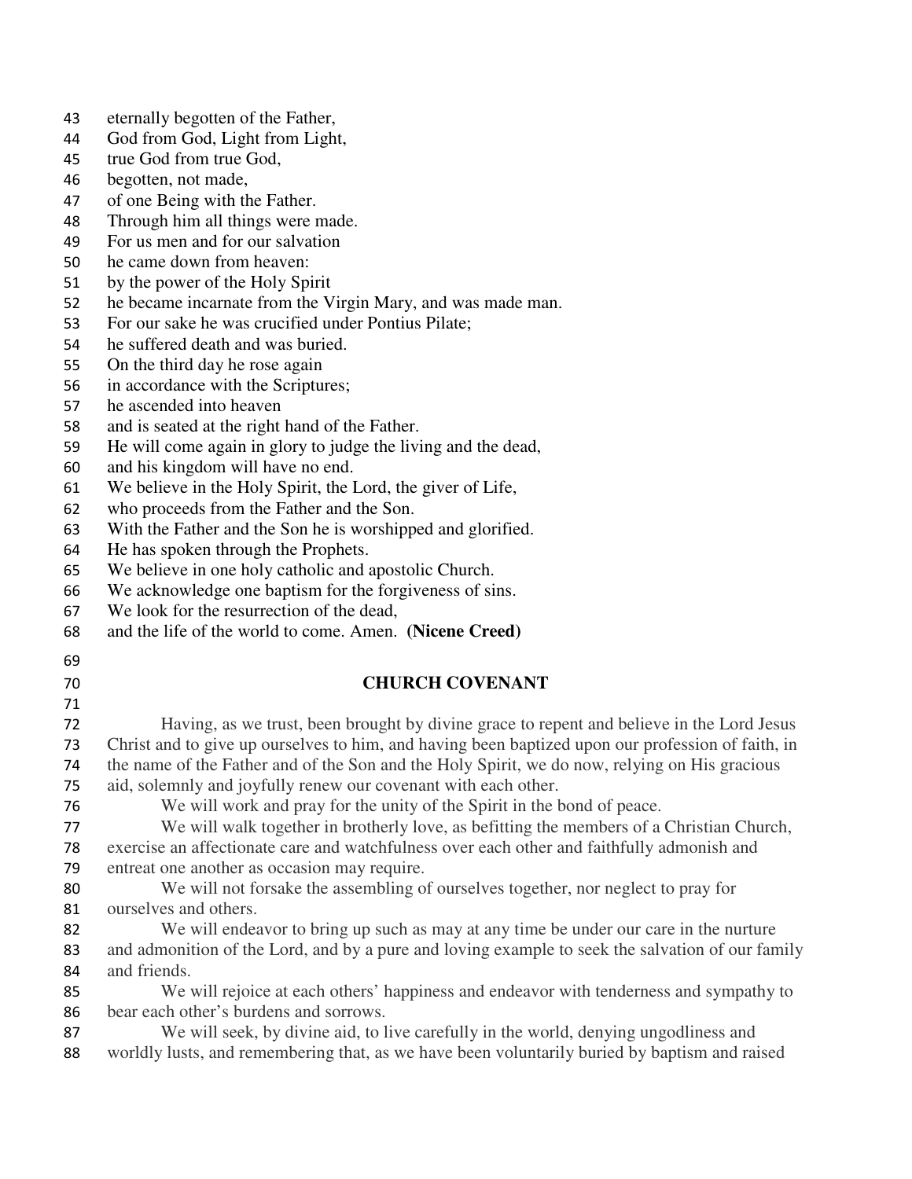eternally begotten of the Father,
God from God, Light from Light,
true God from true God,
begotten, not made,
of one Being with the Father.
Through him all things were made.
For us men and for our salvation
he came down from heaven:
by the power of the Holy Spirit
he became incarnate from the Virgin Mary, and was made man.
For our sake he was crucified under Pontius Pilate;
he suffered death and was buried.
On the third day he rose again
in accordance with the Scriptures;
he ascended into heaven
and is seated at the right hand of the Father.
He will come again in glory to judge the living and the dead,
and his kingdom will have no end.
We believe in the Holy Spirit, the Lord, the giver of Life,
who proceeds from the Father and the Son.
With the Father and the Son he is worshipped and glorified.
He has spoken through the Prophets.
We believe in one holy catholic and apostolic Church.
We acknowledge one baptism for the forgiveness of sins.
We look for the resurrection of the dead,
and the life of the world to come. Amen. **(Nicene Creed)**

## CHURCH COVENANT

Having, as we trust, been brought by divine grace to repent and believe in the Lord Jesus Christ and to give up ourselves to him, and having been baptized upon our profession of faith, in the name of the Father and of the Son and the Holy Spirit, we do now, relying on His gracious aid, solemnly and joyfully renew our covenant with each other.

We will work and pray for the unity of the Spirit in the bond of peace.

We will walk together in brotherly love, as befitting the members of a Christian Church, exercise an affectionate care and watchfulness over each other and faithfully admonish and entreat one another as occasion may require.

We will not forsake the assembling of ourselves together, nor neglect to pray for ourselves and others.

We will endeavor to bring up such as may at any time be under our care in the nurture and admonition of the Lord, and by a pure and loving example to seek the salvation of our family and friends.

We will rejoice at each others' happiness and endeavor with tenderness and sympathy to bear each other's burdens and sorrows.

We will seek, by divine aid, to live carefully in the world, denying ungodliness and worldly lusts, and remembering that, as we have been voluntarily buried by baptism and raised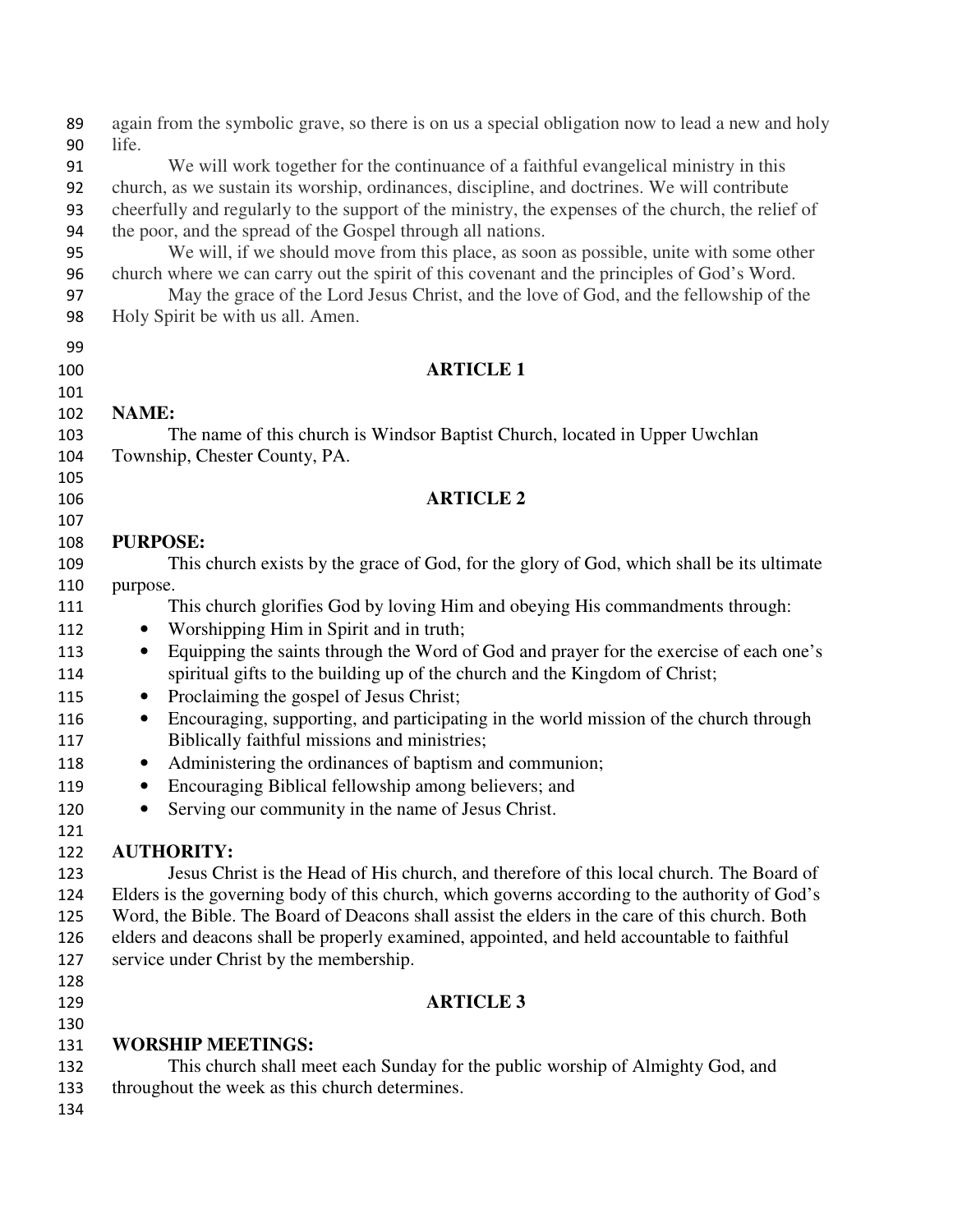again from the symbolic grave, so there is on us a special obligation now to lead a new and holy life.

We will work together for the continuance of a faithful evangelical ministry in this church, as we sustain its worship, ordinances, discipline, and doctrines. We will contribute cheerfully and regularly to the support of the ministry, the expenses of the church, the relief of the poor, and the spread of the Gospel through all nations.

We will, if we should move from this place, as soon as possible, unite with some other church where we can carry out the spirit of this covenant and the principles of God's Word.

May the grace of the Lord Jesus Christ, and the love of God, and the fellowship of the Holy Spirit be with us all. Amen.

## ARTICLE 1

**NAME:**

The name of this church is Windsor Baptist Church, located in Upper Uwchlan Township, Chester County, PA.

## ARTICLE 2

**PURPOSE:**

This church exists by the grace of God, for the glory of God, which shall be its ultimate purpose.

This church glorifies God by loving Him and obeying His commandments through:

- Worshipping Him in Spirit and in truth;
- Equipping the saints through the Word of God and prayer for the exercise of each one's spiritual gifts to the building up of the church and the Kingdom of Christ;
- Proclaiming the gospel of Jesus Christ;
- Encouraging, supporting, and participating in the world mission of the church through Biblically faithful missions and ministries;
- Administering the ordinances of baptism and communion;
- Encouraging Biblical fellowship among believers; and
- Serving our community in the name of Jesus Christ.

**AUTHORITY:**

Jesus Christ is the Head of His church, and therefore of this local church. The Board of Elders is the governing body of this church, which governs according to the authority of God's Word, the Bible. The Board of Deacons shall assist the elders in the care of this church. Both elders and deacons shall be properly examined, appointed, and held accountable to faithful service under Christ by the membership.

## ARTICLE 3

**WORSHIP MEETINGS:**

This church shall meet each Sunday for the public worship of Almighty God, and throughout the week as this church determines.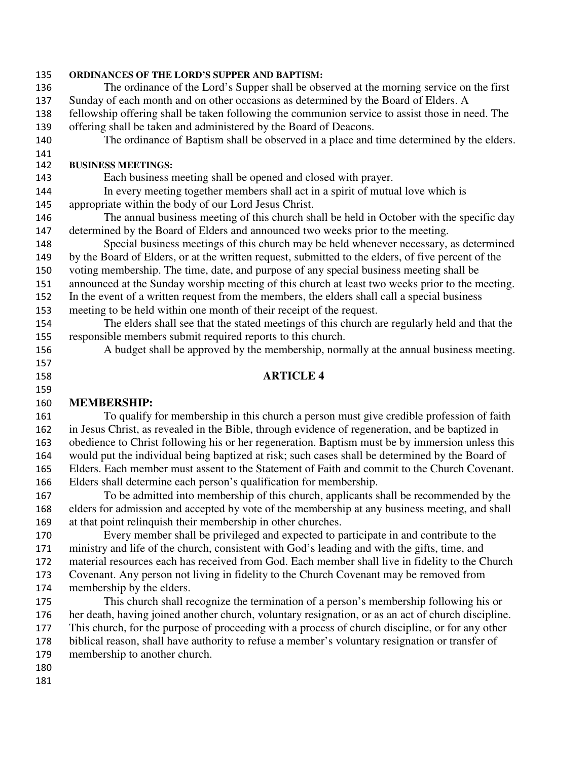**ORDINANCES OF THE LORD'S SUPPER AND BAPTISM:**

The ordinance of the Lord's Supper shall be observed at the morning service on the first Sunday of each month and on other occasions as determined by the Board of Elders. A fellowship offering shall be taken following the communion service to assist those in need. The offering shall be taken and administered by the Board of Deacons.

The ordinance of Baptism shall be observed in a place and time determined by the elders.

**BUSINESS MEETINGS:**

Each business meeting shall be opened and closed with prayer.

In every meeting together members shall act in a spirit of mutual love which is appropriate within the body of our Lord Jesus Christ.

The annual business meeting of this church shall be held in October with the specific day determined by the Board of Elders and announced two weeks prior to the meeting.

Special business meetings of this church may be held whenever necessary, as determined by the Board of Elders, or at the written request, submitted to the elders, of five percent of the voting membership. The time, date, and purpose of any special business meeting shall be announced at the Sunday worship meeting of this church at least two weeks prior to the meeting. In the event of a written request from the members, the elders shall call a special business meeting to be held within one month of their receipt of the request.

The elders shall see that the stated meetings of this church are regularly held and that the responsible members submit required reports to this church.

A budget shall be approved by the membership, normally at the annual business meeting.

## ARTICLE 4

### MEMBERSHIP:

To qualify for membership in this church a person must give credible profession of faith in Jesus Christ, as revealed in the Bible, through evidence of regeneration, and be baptized in obedience to Christ following his or her regeneration. Baptism must be by immersion unless this would put the individual being baptized at risk; such cases shall be determined by the Board of Elders. Each member must assent to the Statement of Faith and commit to the Church Covenant. Elders shall determine each person's qualification for membership.

To be admitted into membership of this church, applicants shall be recommended by the elders for admission and accepted by vote of the membership at any business meeting, and shall at that point relinquish their membership in other churches.

Every member shall be privileged and expected to participate in and contribute to the ministry and life of the church, consistent with God's leading and with the gifts, time, and material resources each has received from God. Each member shall live in fidelity to the Church Covenant. Any person not living in fidelity to the Church Covenant may be removed from membership by the elders.

This church shall recognize the termination of a person's membership following his or her death, having joined another church, voluntary resignation, or as an act of church discipline. This church, for the purpose of proceeding with a process of church discipline, or for any other biblical reason, shall have authority to refuse a member's voluntary resignation or transfer of membership to another church.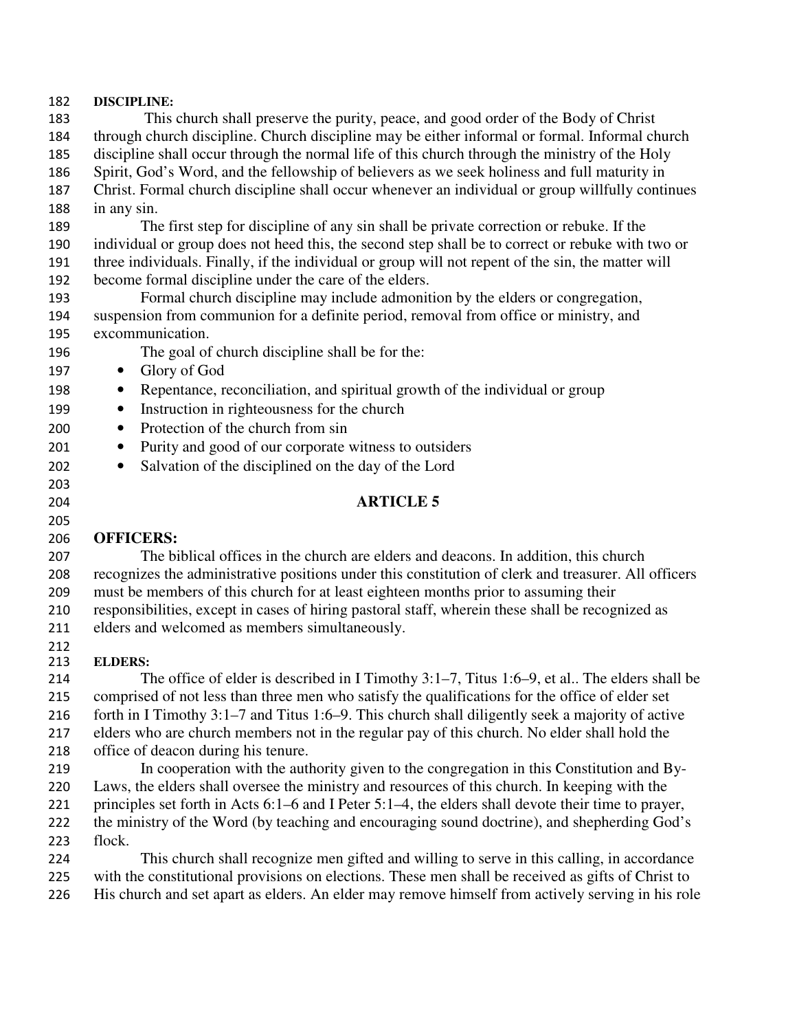**DISCIPLINE:**

This church shall preserve the purity, peace, and good order of the Body of Christ through church discipline. Church discipline may be either informal or formal. Informal church discipline shall occur through the normal life of this church through the ministry of the Holy Spirit, God's Word, and the fellowship of believers as we seek holiness and full maturity in Christ. Formal church discipline shall occur whenever an individual or group willfully continues in any sin.

The first step for discipline of any sin shall be private correction or rebuke. If the individual or group does not heed this, the second step shall be to correct or rebuke with two or three individuals. Finally, if the individual or group will not repent of the sin, the matter will become formal discipline under the care of the elders.

Formal church discipline may include admonition by the elders or congregation, suspension from communion for a definite period, removal from office or ministry, and excommunication.

The goal of church discipline shall be for the:

- Glory of God
- Repentance, reconciliation, and spiritual growth of the individual or group
- Instruction in righteousness for the church
- Protection of the church from sin
- Purity and good of our corporate witness to outsiders
- Salvation of the disciplined on the day of the Lord

# ARTICLE 5

## OFFICERS:

The biblical offices in the church are elders and deacons. In addition, this church recognizes the administrative positions under this constitution of clerk and treasurer. All officers must be members of this church for at least eighteen months prior to assuming their responsibilities, except in cases of hiring pastoral staff, wherein these shall be recognized as elders and welcomed as members simultaneously.

**ELDERS:**

The office of elder is described in I Timothy 3:1–7, Titus 1:6–9, et al.. The elders shall be comprised of not less than three men who satisfy the qualifications for the office of elder set forth in I Timothy 3:1–7 and Titus 1:6–9. This church shall diligently seek a majority of active elders who are church members not in the regular pay of this church. No elder shall hold the office of deacon during his tenure.

In cooperation with the authority given to the congregation in this Constitution and By-Laws, the elders shall oversee the ministry and resources of this church. In keeping with the principles set forth in Acts 6:1–6 and I Peter 5:1–4, the elders shall devote their time to prayer, the ministry of the Word (by teaching and encouraging sound doctrine), and shepherding God's flock.

This church shall recognize men gifted and willing to serve in this calling, in accordance with the constitutional provisions on elections. These men shall be received as gifts of Christ to His church and set apart as elders. An elder may remove himself from actively serving in his role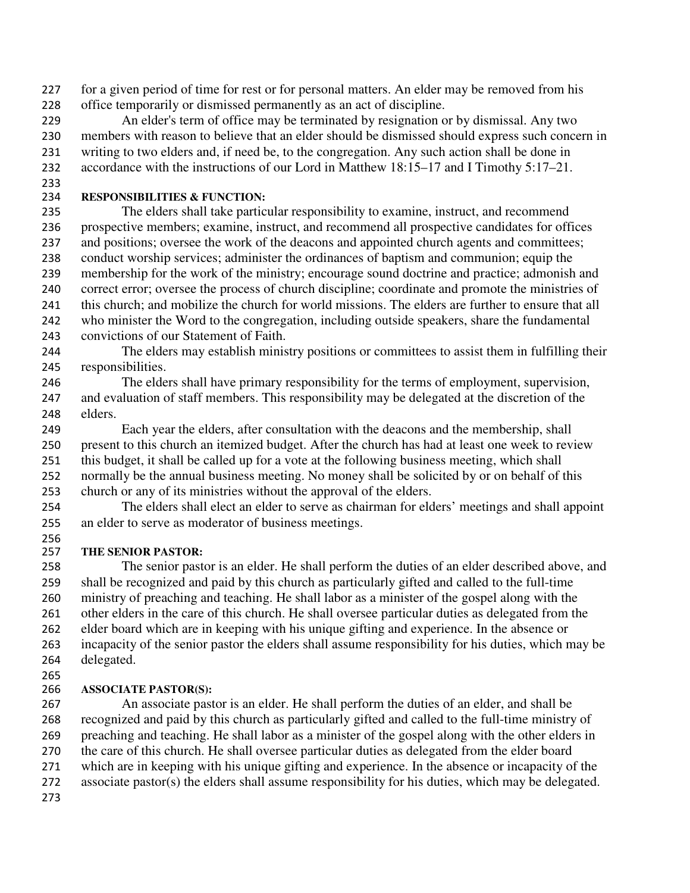for a given period of time for rest or for personal matters. An elder may be removed from his office temporarily or dismissed permanently as an act of discipline.

An elder's term of office may be terminated by resignation or by dismissal. Any two members with reason to believe that an elder should be dismissed should express such concern in writing to two elders and, if need be, to the congregation. Any such action shall be done in accordance with the instructions of our Lord in Matthew 18:15–17 and I Timothy 5:17–21.

### RESPONSIBILITIES & FUNCTION:

The elders shall take particular responsibility to examine, instruct, and recommend prospective members; examine, instruct, and recommend all prospective candidates for offices and positions; oversee the work of the deacons and appointed church agents and committees; conduct worship services; administer the ordinances of baptism and communion; equip the membership for the work of the ministry; encourage sound doctrine and practice; admonish and correct error; oversee the process of church discipline; coordinate and promote the ministries of this church; and mobilize the church for world missions. The elders are further to ensure that all who minister the Word to the congregation, including outside speakers, share the fundamental convictions of our Statement of Faith.

The elders may establish ministry positions or committees to assist them in fulfilling their responsibilities.

The elders shall have primary responsibility for the terms of employment, supervision, and evaluation of staff members. This responsibility may be delegated at the discretion of the elders.

Each year the elders, after consultation with the deacons and the membership, shall present to this church an itemized budget. After the church has had at least one week to review this budget, it shall be called up for a vote at the following business meeting, which shall normally be the annual business meeting. No money shall be solicited by or on behalf of this church or any of its ministries without the approval of the elders.

The elders shall elect an elder to serve as chairman for elders' meetings and shall appoint an elder to serve as moderator of business meetings.

### THE SENIOR PASTOR:

The senior pastor is an elder. He shall perform the duties of an elder described above, and shall be recognized and paid by this church as particularly gifted and called to the full-time ministry of preaching and teaching. He shall labor as a minister of the gospel along with the other elders in the care of this church. He shall oversee particular duties as delegated from the elder board which are in keeping with his unique gifting and experience. In the absence or incapacity of the senior pastor the elders shall assume responsibility for his duties, which may be delegated.

### ASSOCIATE PASTOR(S):

An associate pastor is an elder. He shall perform the duties of an elder, and shall be recognized and paid by this church as particularly gifted and called to the full-time ministry of preaching and teaching. He shall labor as a minister of the gospel along with the other elders in the care of this church. He shall oversee particular duties as delegated from the elder board which are in keeping with his unique gifting and experience. In the absence or incapacity of the associate pastor(s) the elders shall assume responsibility for his duties, which may be delegated.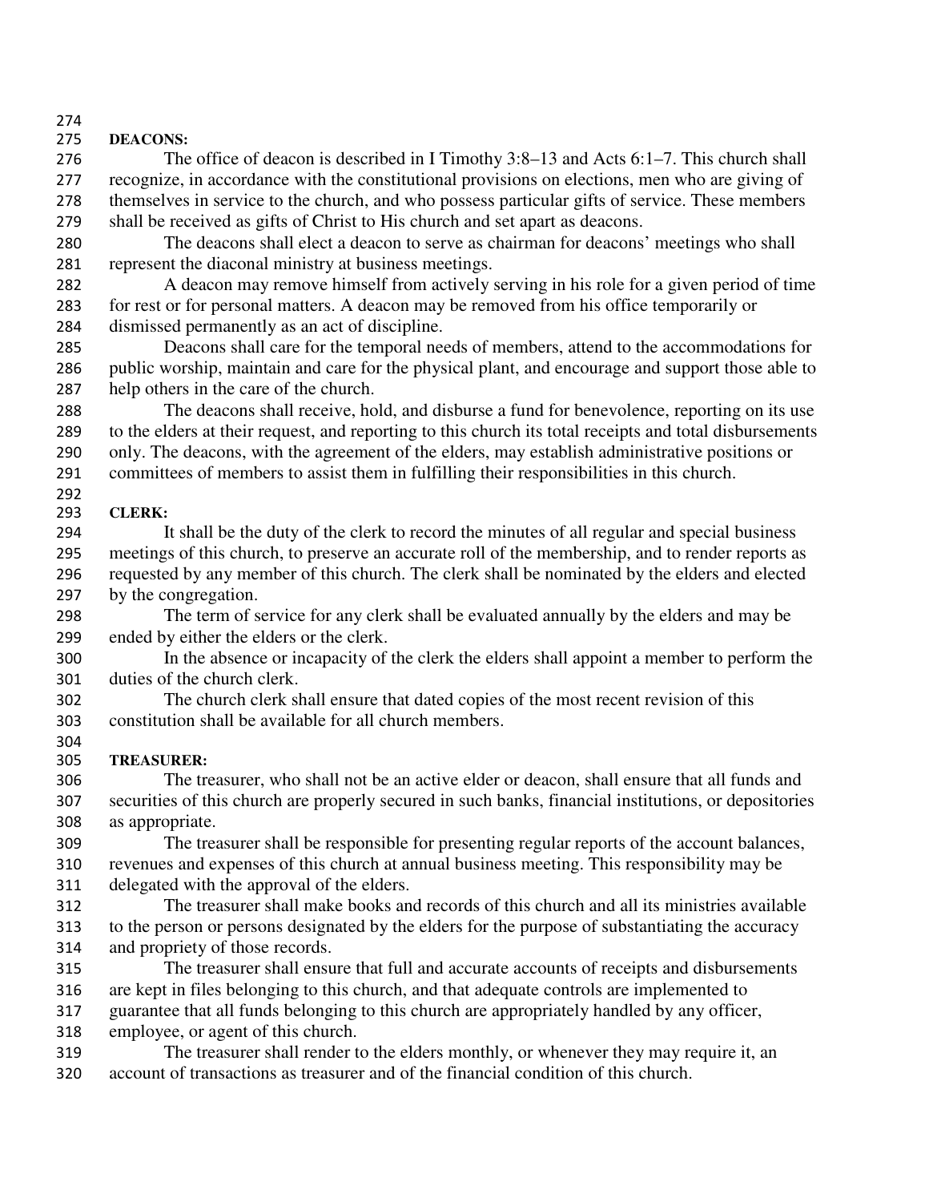**DEACONS:**

The office of deacon is described in I Timothy 3:8–13 and Acts 6:1–7. This church shall recognize, in accordance with the constitutional provisions on elections, men who are giving of themselves in service to the church, and who possess particular gifts of service. These members shall be received as gifts of Christ to His church and set apart as deacons.

The deacons shall elect a deacon to serve as chairman for deacons' meetings who shall represent the diaconal ministry at business meetings.

A deacon may remove himself from actively serving in his role for a given period of time for rest or for personal matters. A deacon may be removed from his office temporarily or dismissed permanently as an act of discipline.

Deacons shall care for the temporal needs of members, attend to the accommodations for public worship, maintain and care for the physical plant, and encourage and support those able to help others in the care of the church.

The deacons shall receive, hold, and disburse a fund for benevolence, reporting on its use to the elders at their request, and reporting to this church its total receipts and total disbursements only. The deacons, with the agreement of the elders, may establish administrative positions or committees of members to assist them in fulfilling their responsibilities in this church.

**CLERK:**

It shall be the duty of the clerk to record the minutes of all regular and special business meetings of this church, to preserve an accurate roll of the membership, and to render reports as requested by any member of this church. The clerk shall be nominated by the elders and elected by the congregation.

The term of service for any clerk shall be evaluated annually by the elders and may be ended by either the elders or the clerk.

In the absence or incapacity of the clerk the elders shall appoint a member to perform the duties of the church clerk.

The church clerk shall ensure that dated copies of the most recent revision of this constitution shall be available for all church members.

**TREASURER:**

The treasurer, who shall not be an active elder or deacon, shall ensure that all funds and securities of this church are properly secured in such banks, financial institutions, or depositories as appropriate.

The treasurer shall be responsible for presenting regular reports of the account balances, revenues and expenses of this church at annual business meeting. This responsibility may be delegated with the approval of the elders.

The treasurer shall make books and records of this church and all its ministries available to the person or persons designated by the elders for the purpose of substantiating the accuracy and propriety of those records.

The treasurer shall ensure that full and accurate accounts of receipts and disbursements are kept in files belonging to this church, and that adequate controls are implemented to guarantee that all funds belonging to this church are appropriately handled by any officer, employee, or agent of this church.

The treasurer shall render to the elders monthly, or whenever they may require it, an account of transactions as treasurer and of the financial condition of this church.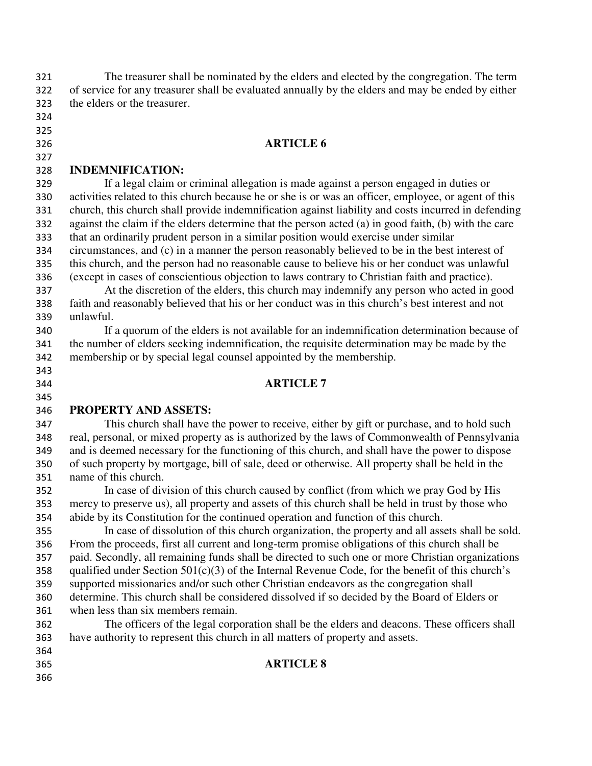The treasurer shall be nominated by the elders and elected by the congregation. The term of service for any treasurer shall be evaluated annually by the elders and may be ended by either the elders or the treasurer.

## ARTICLE 6

**INDEMNIFICATION:**

If a legal claim or criminal allegation is made against a person engaged in duties or activities related to this church because he or she is or was an officer, employee, or agent of this church, this church shall provide indemnification against liability and costs incurred in defending against the claim if the elders determine that the person acted (a) in good faith, (b) with the care that an ordinarily prudent person in a similar position would exercise under similar circumstances, and (c) in a manner the person reasonably believed to be in the best interest of this church, and the person had no reasonable cause to believe his or her conduct was unlawful (except in cases of conscientious objection to laws contrary to Christian faith and practice).

At the discretion of the elders, this church may indemnify any person who acted in good faith and reasonably believed that his or her conduct was in this church's best interest and not unlawful.

If a quorum of the elders is not available for an indemnification determination because of the number of elders seeking indemnification, the requisite determination may be made by the membership or by special legal counsel appointed by the membership.

## ARTICLE 7

**PROPERTY AND ASSETS:**

This church shall have the power to receive, either by gift or purchase, and to hold such real, personal, or mixed property as is authorized by the laws of Commonwealth of Pennsylvania and is deemed necessary for the functioning of this church, and shall have the power to dispose of such property by mortgage, bill of sale, deed or otherwise. All property shall be held in the name of this church.

In case of division of this church caused by conflict (from which we pray God by His mercy to preserve us), all property and assets of this church shall be held in trust by those who abide by its Constitution for the continued operation and function of this church.

In case of dissolution of this church organization, the property and all assets shall be sold. From the proceeds, first all current and long-term promise obligations of this church shall be paid. Secondly, all remaining funds shall be directed to such one or more Christian organizations qualified under Section 501(c)(3) of the Internal Revenue Code, for the benefit of this church's supported missionaries and/or such other Christian endeavors as the congregation shall determine. This church shall be considered dissolved if so decided by the Board of Elders or when less than six members remain.

The officers of the legal corporation shall be the elders and deacons. These officers shall have authority to represent this church in all matters of property and assets.

## ARTICLE 8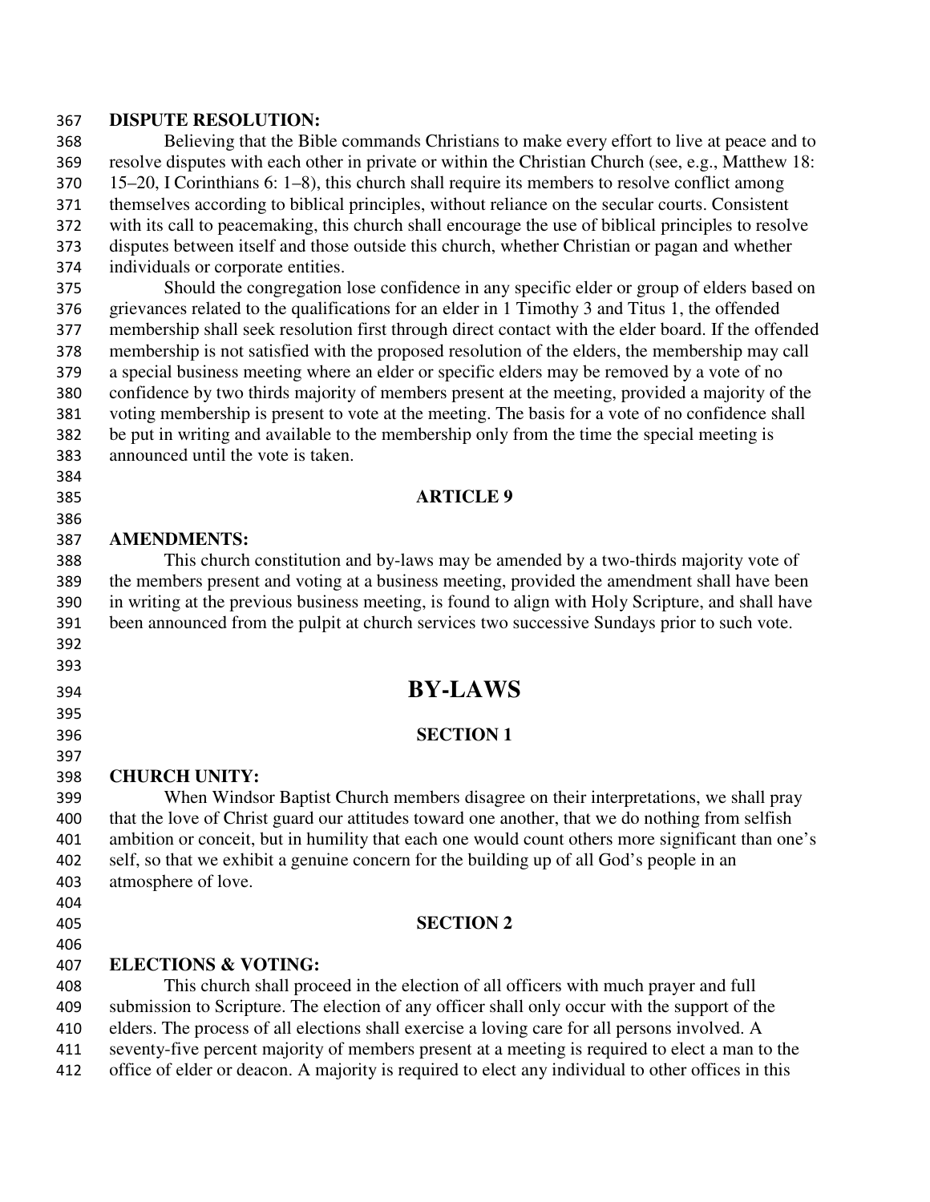**DISPUTE RESOLUTION:**

Believing that the Bible commands Christians to make every effort to live at peace and to resolve disputes with each other in private or within the Christian Church (see, e.g., Matthew 18: 15–20, I Corinthians 6: 1–8), this church shall require its members to resolve conflict among themselves according to biblical principles, without reliance on the secular courts. Consistent with its call to peacemaking, this church shall encourage the use of biblical principles to resolve disputes between itself and those outside this church, whether Christian or pagan and whether individuals or corporate entities.

Should the congregation lose confidence in any specific elder or group of elders based on grievances related to the qualifications for an elder in 1 Timothy 3 and Titus 1, the offended membership shall seek resolution first through direct contact with the elder board. If the offended membership is not satisfied with the proposed resolution of the elders, the membership may call a special business meeting where an elder or specific elders may be removed by a vote of no confidence by two thirds majority of members present at the meeting, provided a majority of the voting membership is present to vote at the meeting. The basis for a vote of no confidence shall be put in writing and available to the membership only from the time the special meeting is announced until the vote is taken.

## ARTICLE 9

**AMENDMENTS:**

This church constitution and by-laws may be amended by a two-thirds majority vote of the members present and voting at a business meeting, provided the amendment shall have been in writing at the previous business meeting, is found to align with Holy Scripture, and shall have been announced from the pulpit at church services two successive Sundays prior to such vote.

# BY-LAWS

## SECTION 1

**CHURCH UNITY:**

When Windsor Baptist Church members disagree on their interpretations, we shall pray that the love of Christ guard our attitudes toward one another, that we do nothing from selfish ambition or conceit, but in humility that each one would count others more significant than one's self, so that we exhibit a genuine concern for the building up of all God's people in an atmosphere of love.

## SECTION 2

**ELECTIONS & VOTING:**

This church shall proceed in the election of all officers with much prayer and full submission to Scripture. The election of any officer shall only occur with the support of the elders. The process of all elections shall exercise a loving care for all persons involved. A seventy-five percent majority of members present at a meeting is required to elect a man to the office of elder or deacon. A majority is required to elect any individual to other offices in this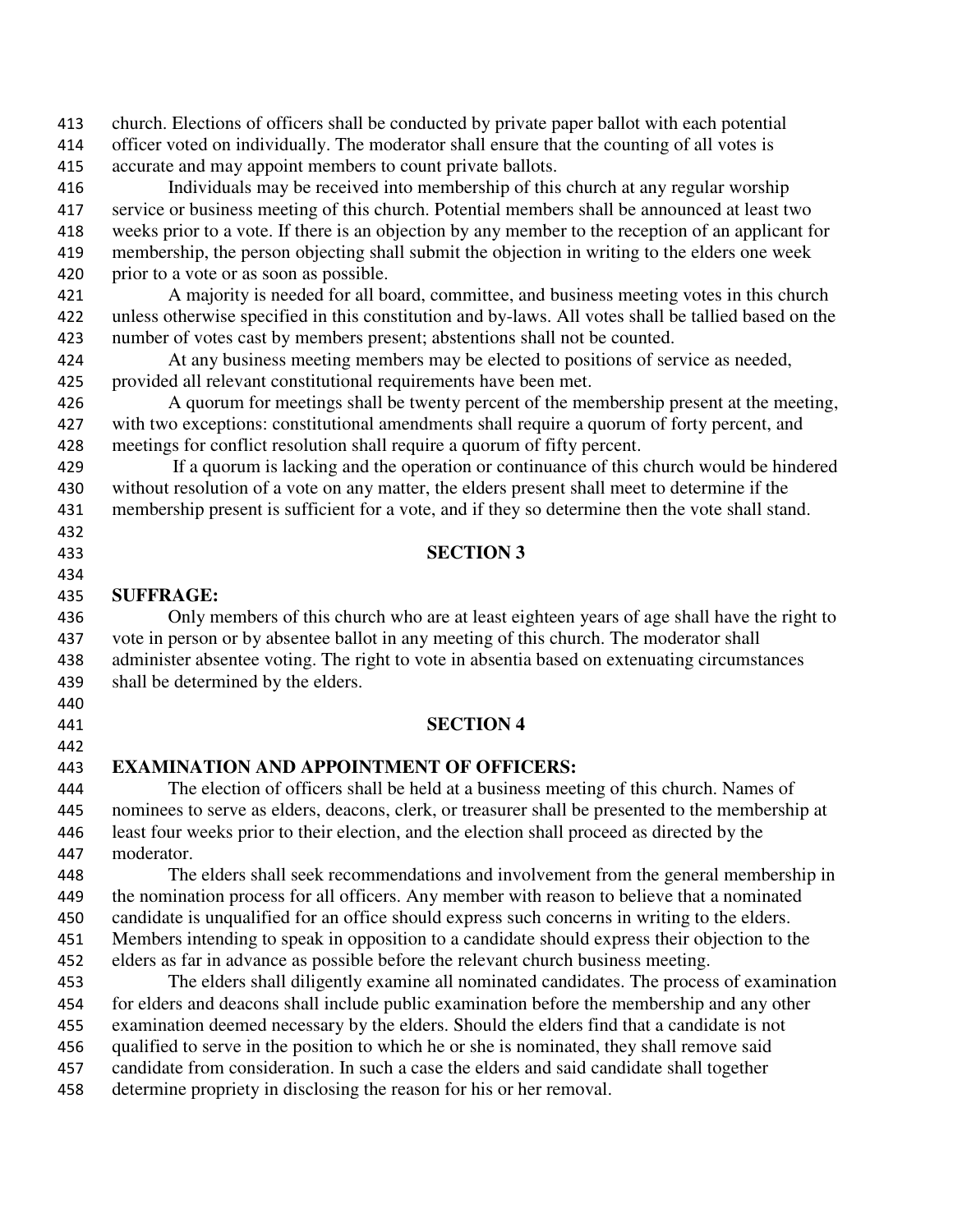church. Elections of officers shall be conducted by private paper ballot with each potential officer voted on individually. The moderator shall ensure that the counting of all votes is accurate and may appoint members to count private ballots.

Individuals may be received into membership of this church at any regular worship service or business meeting of this church. Potential members shall be announced at least two weeks prior to a vote. If there is an objection by any member to the reception of an applicant for membership, the person objecting shall submit the objection in writing to the elders one week prior to a vote or as soon as possible.

A majority is needed for all board, committee, and business meeting votes in this church unless otherwise specified in this constitution and by-laws. All votes shall be tallied based on the number of votes cast by members present; abstentions shall not be counted.

At any business meeting members may be elected to positions of service as needed, provided all relevant constitutional requirements have been met.

A quorum for meetings shall be twenty percent of the membership present at the meeting, with two exceptions: constitutional amendments shall require a quorum of forty percent, and meetings for conflict resolution shall require a quorum of fifty percent.

If a quorum is lacking and the operation or continuance of this church would be hindered without resolution of a vote on any matter, the elders present shall meet to determine if the membership present is sufficient for a vote, and if they so determine then the vote shall stand.

## SECTION 3

**SUFFRAGE:**

Only members of this church who are at least eighteen years of age shall have the right to vote in person or by absentee ballot in any meeting of this church. The moderator shall administer absentee voting. The right to vote in absentia based on extenuating circumstances shall be determined by the elders.

## SECTION 4

**EXAMINATION AND APPOINTMENT OF OFFICERS:**

The election of officers shall be held at a business meeting of this church. Names of nominees to serve as elders, deacons, clerk, or treasurer shall be presented to the membership at least four weeks prior to their election, and the election shall proceed as directed by the moderator.

The elders shall seek recommendations and involvement from the general membership in the nomination process for all officers. Any member with reason to believe that a nominated candidate is unqualified for an office should express such concerns in writing to the elders. Members intending to speak in opposition to a candidate should express their objection to the elders as far in advance as possible before the relevant church business meeting.

The elders shall diligently examine all nominated candidates. The process of examination for elders and deacons shall include public examination before the membership and any other examination deemed necessary by the elders. Should the elders find that a candidate is not qualified to serve in the position to which he or she is nominated, they shall remove said candidate from consideration. In such a case the elders and said candidate shall together determine propriety in disclosing the reason for his or her removal.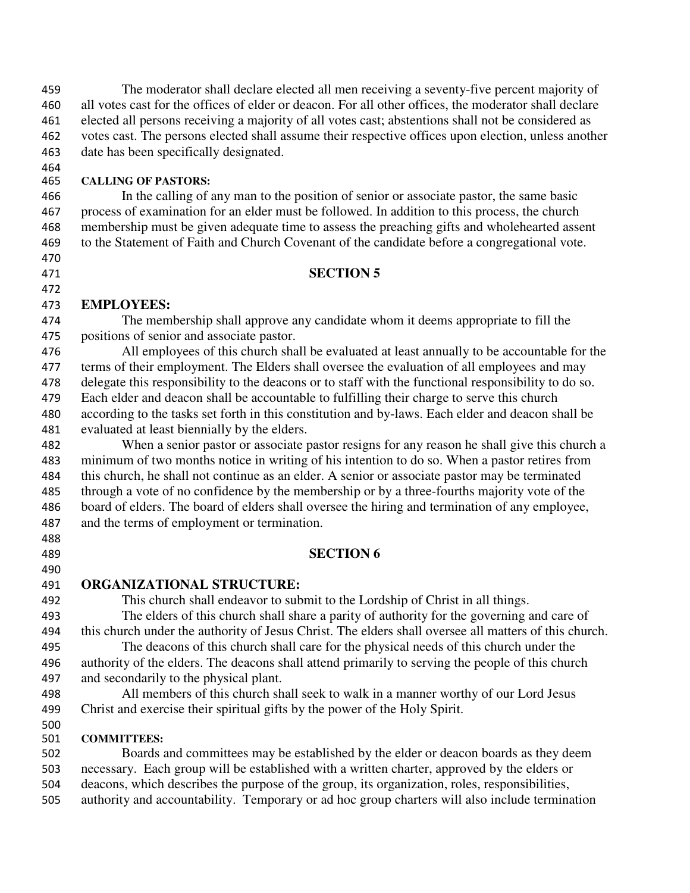The moderator shall declare elected all men receiving a seventy-five percent majority of all votes cast for the offices of elder or deacon. For all other offices, the moderator shall declare elected all persons receiving a majority of all votes cast; abstentions shall not be considered as votes cast. The persons elected shall assume their respective offices upon election, unless another date has been specifically designated.

**CALLING OF PASTORS:**

In the calling of any man to the position of senior or associate pastor, the same basic process of examination for an elder must be followed. In addition to this process, the church membership must be given adequate time to assess the preaching gifts and wholehearted assent to the Statement of Faith and Church Covenant of the candidate before a congregational vote.

## SECTION 5

### EMPLOYEES:

The membership shall approve any candidate whom it deems appropriate to fill the positions of senior and associate pastor.

All employees of this church shall be evaluated at least annually to be accountable for the terms of their employment. The Elders shall oversee the evaluation of all employees and may delegate this responsibility to the deacons or to staff with the functional responsibility to do so. Each elder and deacon shall be accountable to fulfilling their charge to serve this church according to the tasks set forth in this constitution and by-laws. Each elder and deacon shall be evaluated at least biennially by the elders.

When a senior pastor or associate pastor resigns for any reason he shall give this church a minimum of two months notice in writing of his intention to do so. When a pastor retires from this church, he shall not continue as an elder. A senior or associate pastor may be terminated through a vote of no confidence by the membership or by a three-fourths majority vote of the board of elders. The board of elders shall oversee the hiring and termination of any employee, and the terms of employment or termination.

## SECTION 6

### ORGANIZATIONAL STRUCTURE:

This church shall endeavor to submit to the Lordship of Christ in all things.

The elders of this church shall share a parity of authority for the governing and care of this church under the authority of Jesus Christ. The elders shall oversee all matters of this church.

The deacons of this church shall care for the physical needs of this church under the authority of the elders. The deacons shall attend primarily to serving the people of this church and secondarily to the physical plant.

All members of this church shall seek to walk in a manner worthy of our Lord Jesus Christ and exercise their spiritual gifts by the power of the Holy Spirit.

**COMMITTEES:**

Boards and committees may be established by the elder or deacon boards as they deem necessary. Each group will be established with a written charter, approved by the elders or deacons, which describes the purpose of the group, its organization, roles, responsibilities, authority and accountability. Temporary or ad hoc group charters will also include termination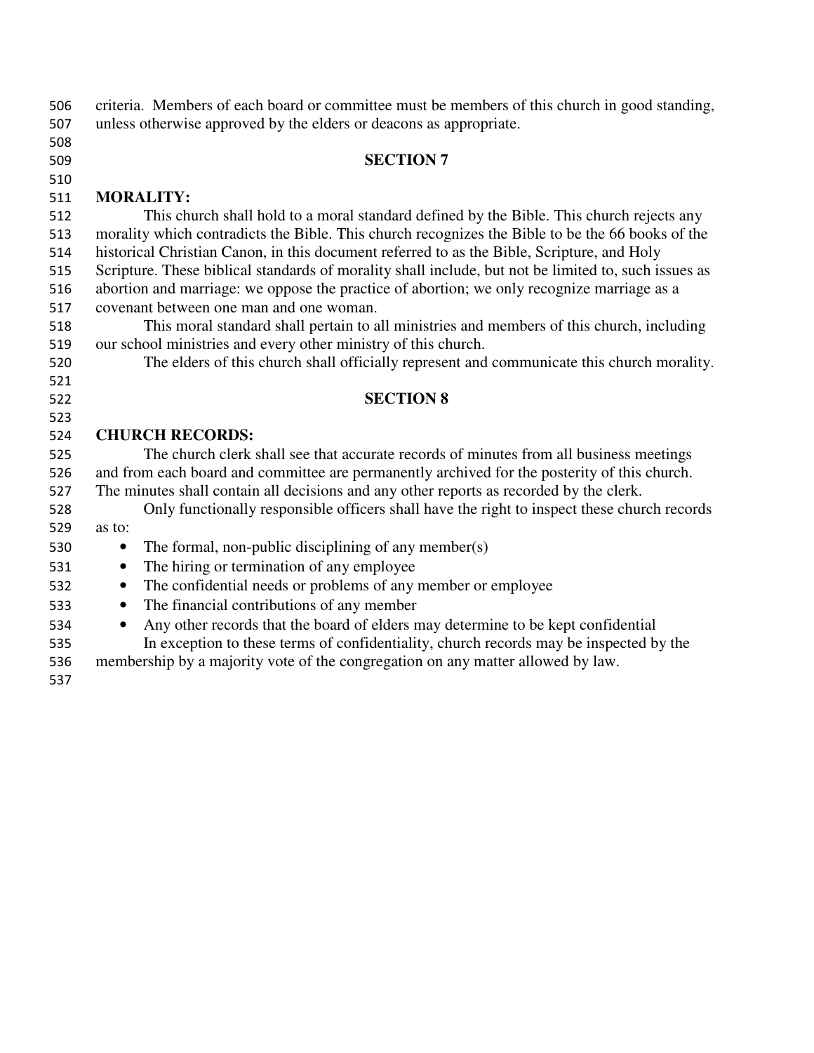criteria. Members of each board or committee must be members of this church in good standing, unless otherwise approved by the elders or deacons as appropriate.

## SECTION 7

**MORALITY:**

This church shall hold to a moral standard defined by the Bible. This church rejects any morality which contradicts the Bible. This church recognizes the Bible to be the 66 books of the historical Christian Canon, in this document referred to as the Bible, Scripture, and Holy Scripture. These biblical standards of morality shall include, but not be limited to, such issues as abortion and marriage: we oppose the practice of abortion; we only recognize marriage as a covenant between one man and one woman.

This moral standard shall pertain to all ministries and members of this church, including our school ministries and every other ministry of this church.

The elders of this church shall officially represent and communicate this church morality.

## SECTION 8

**CHURCH RECORDS:**

The church clerk shall see that accurate records of minutes from all business meetings and from each board and committee are permanently archived for the posterity of this church. The minutes shall contain all decisions and any other reports as recorded by the clerk.

Only functionally responsible officers shall have the right to inspect these church records as to:

- The formal, non-public disciplining of any member(s)
- The hiring or termination of any employee
- The confidential needs or problems of any member or employee
- The financial contributions of any member
- Any other records that the board of elders may determine to be kept confidential

In exception to these terms of confidentiality, church records may be inspected by the membership by a majority vote of the congregation on any matter allowed by law.